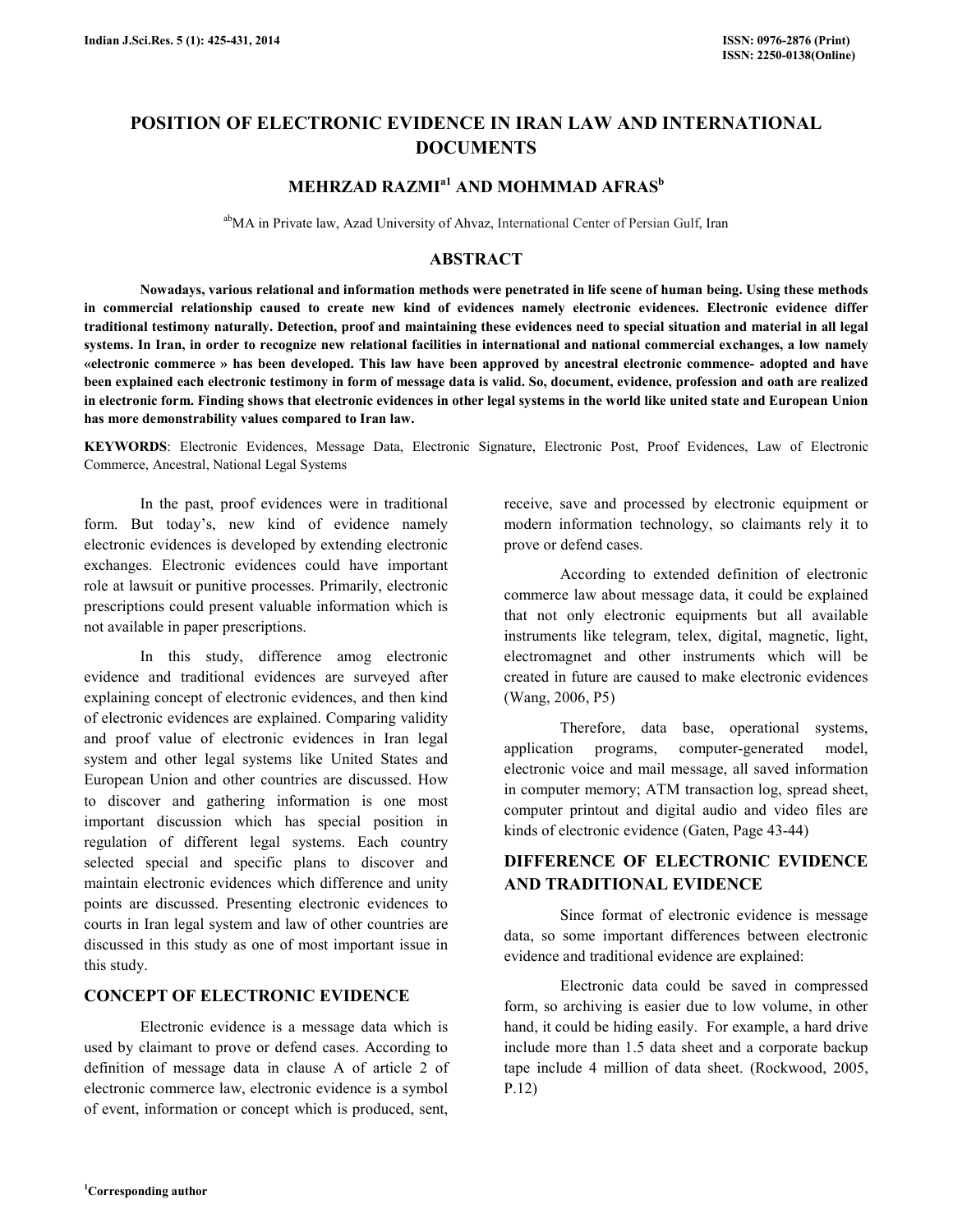# POSITION OF ELECTRONIC EVIDENCE IN IRAN LAW AND INTERNATIONAL DOCUMENTS

## MEHRZAD RAZMI[a1] AND MOHMMAD AFRAS[b]

[ab]MA in Private law, Azad University of Ahvaz, International Center of Persian Gulf, Iran

## ABSTRACT

**Nowadays, various relational and information methods were penetrated in life scene of human being. Using these methods in commercial relationship caused to create new kind of evidences namely electronic evidences. Electronic evidence differ traditional testimony naturally. Detection, proof and maintaining these evidences need to special situation and material in all legal systems. In Iran, in order to recognize new relational facilities in international and national commercial exchanges, a low namely «electronic commerce » has been developed. This law have been approved by ancestral electronic commence- adopted and have been explained each electronic testimony in form of message data is valid. So, document, evidence, profession and oath are realized in electronic form. Finding shows that electronic evidences in other legal systems in the world like united state and European Union has more demonstrability values compared to Iran law.**

**KEYWORDS**: Electronic Evidences, Message Data, Electronic Signature, Electronic Post, Proof Evidences, Law of Electronic Commerce, Ancestral, National Legal Systems

In the past, proof evidences were in traditional form. But today's, new kind of evidence namely electronic evidences is developed by extending electronic exchanges. Electronic evidences could have important role at lawsuit or punitive processes. Primarily, electronic prescriptions could present valuable information which is not available in paper prescriptions.

In this study, difference amog electronic evidence and traditional evidences are surveyed after explaining concept of electronic evidences, and then kind of electronic evidences are explained. Comparing validity and proof value of electronic evidences in Iran legal system and other legal systems like United States and European Union and other countries are discussed. How to discover and gathering information is one most important discussion which has special position in regulation of different legal systems. Each country selected special and specific plans to discover and maintain electronic evidences which difference and unity points are discussed. Presenting electronic evidences to courts in Iran legal system and law of other countries are discussed in this study as one of most important issue in this study.

## CONCEPT OF ELECTRONIC EVIDENCE

Electronic evidence is a message data which is used by claimant to prove or defend cases. According to definition of message data in clause A of article 2 of electronic commerce law, electronic evidence is a symbol of event, information or concept which is produced, sent, receive, save and processed by electronic equipment or modern information technology, so claimants rely it to prove or defend cases.

According to extended definition of electronic commerce law about message data, it could be explained that not only electronic equipments but all available instruments like telegram, telex, digital, magnetic, light, electromagnet and other instruments which will be created in future are caused to make electronic evidences (Wang, 2006, P5)

Therefore, data base, operational systems, application programs, computer-generated model, electronic voice and mail message, all saved information in computer memory; ATM transaction log, spread sheet, computer printout and digital audio and video files are kinds of electronic evidence (Gaten, Page 43-44)

## DIFFERENCE OF ELECTRONIC EVIDENCE AND TRADITIONAL EVIDENCE

Since format of electronic evidence is message data, so some important differences between electronic evidence and traditional evidence are explained:

Electronic data could be saved in compressed form, so archiving is easier due to low volume, in other hand, it could be hiding easily. For example, a hard drive include more than 1.5 data sheet and a corporate backup tape include 4 million of data sheet. (Rockwood, 2005, P.12)

[1]Corresponding author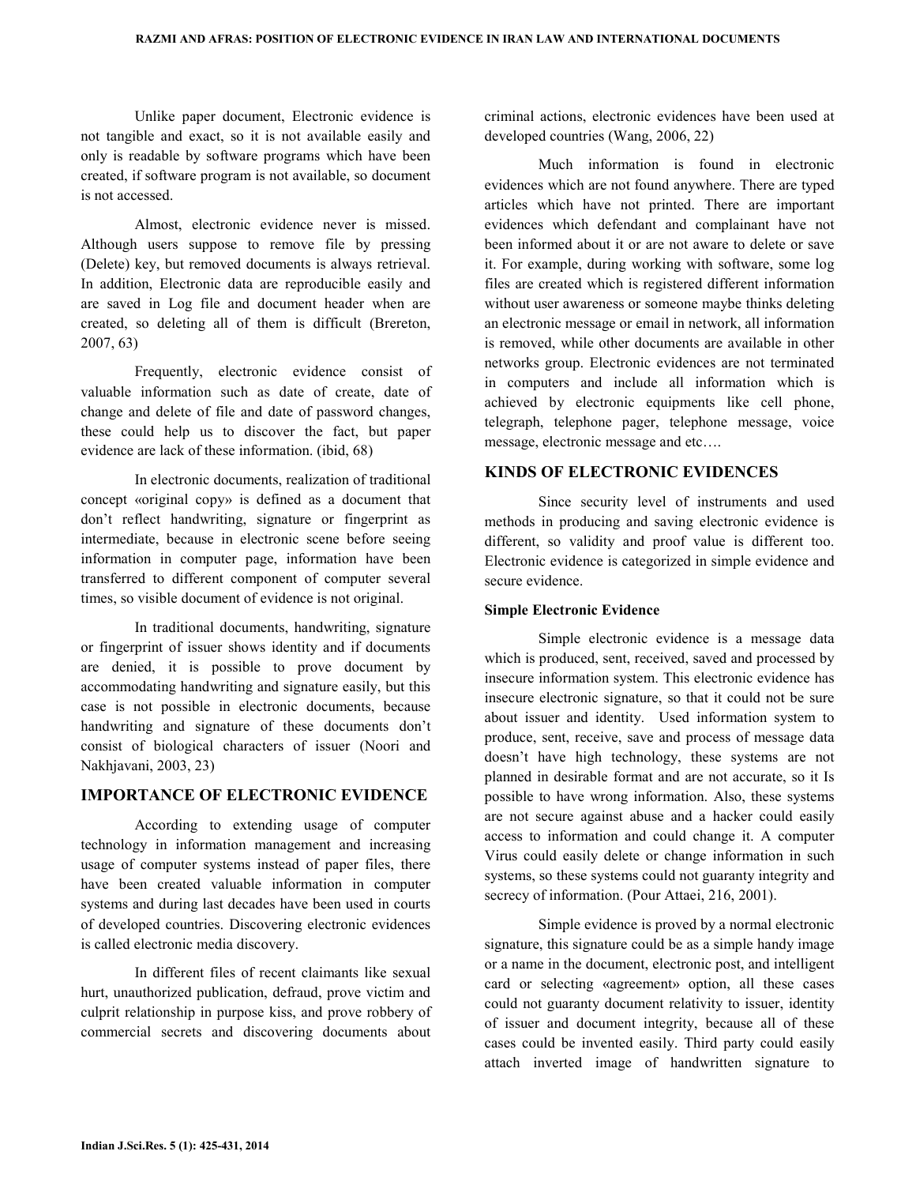Unlike paper document, Electronic evidence is not tangible and exact, so it is not available easily and only is readable by software programs which have been created, if software program is not available, so document is not accessed.

Almost, electronic evidence never is missed. Although users suppose to remove file by pressing (Delete) key, but removed documents is always retrieval. In addition, Electronic data are reproducible easily and are saved in Log file and document header when are created, so deleting all of them is difficult (Brereton, 2007, 63)

Frequently, electronic evidence consist of valuable information such as date of create, date of change and delete of file and date of password changes, these could help us to discover the fact, but paper evidence are lack of these information. (ibid, 68)

In electronic documents, realization of traditional concept «original copy» is defined as a document that don't reflect handwriting, signature or fingerprint as intermediate, because in electronic scene before seeing information in computer page, information have been transferred to different component of computer several times, so visible document of evidence is not original.

In traditional documents, handwriting, signature or fingerprint of issuer shows identity and if documents are denied, it is possible to prove document by accommodating handwriting and signature easily, but this case is not possible in electronic documents, because handwriting and signature of these documents don't consist of biological characters of issuer (Noori and Nakhjavani, 2003, 23)

## IMPORTANCE OF ELECTRONIC EVIDENCE

According to extending usage of computer technology in information management and increasing usage of computer systems instead of paper files, there have been created valuable information in computer systems and during last decades have been used in courts of developed countries. Discovering electronic evidences is called electronic media discovery.

In different files of recent claimants like sexual hurt, unauthorized publication, defraud, prove victim and culprit relationship in purpose kiss, and prove robbery of commercial secrets and discovering documents about criminal actions, electronic evidences have been used at developed countries (Wang, 2006, 22)

Much information is found in electronic evidences which are not found anywhere. There are typed articles which have not printed. There are important evidences which defendant and complainant have not been informed about it or are not aware to delete or save it. For example, during working with software, some log files are created which is registered different information without user awareness or someone maybe thinks deleting an electronic message or email in network, all information is removed, while other documents are available in other networks group. Electronic evidences are not terminated in computers and include all information which is achieved by electronic equipments like cell phone, telegraph, telephone pager, telephone message, voice message, electronic message and etc….

## KINDS OF ELECTRONIC EVIDENCES

Since security level of instruments and used methods in producing and saving electronic evidence is different, so validity and proof value is different too. Electronic evidence is categorized in simple evidence and secure evidence.

### Simple Electronic Evidence

Simple electronic evidence is a message data which is produced, sent, received, saved and processed by insecure information system. This electronic evidence has insecure electronic signature, so that it could not be sure about issuer and identity. Used information system to produce, sent, receive, save and process of message data doesn't have high technology, these systems are not planned in desirable format and are not accurate, so it Is possible to have wrong information. Also, these systems are not secure against abuse and a hacker could easily access to information and could change it. A computer Virus could easily delete or change information in such systems, so these systems could not guaranty integrity and secrecy of information. (Pour Attaei, 216, 2001).

Simple evidence is proved by a normal electronic signature, this signature could be as a simple handy image or a name in the document, electronic post, and intelligent card or selecting «agreement» option, all these cases could not guaranty document relativity to issuer, identity of issuer and document integrity, because all of these cases could be invented easily. Third party could easily attach inverted image of handwritten signature to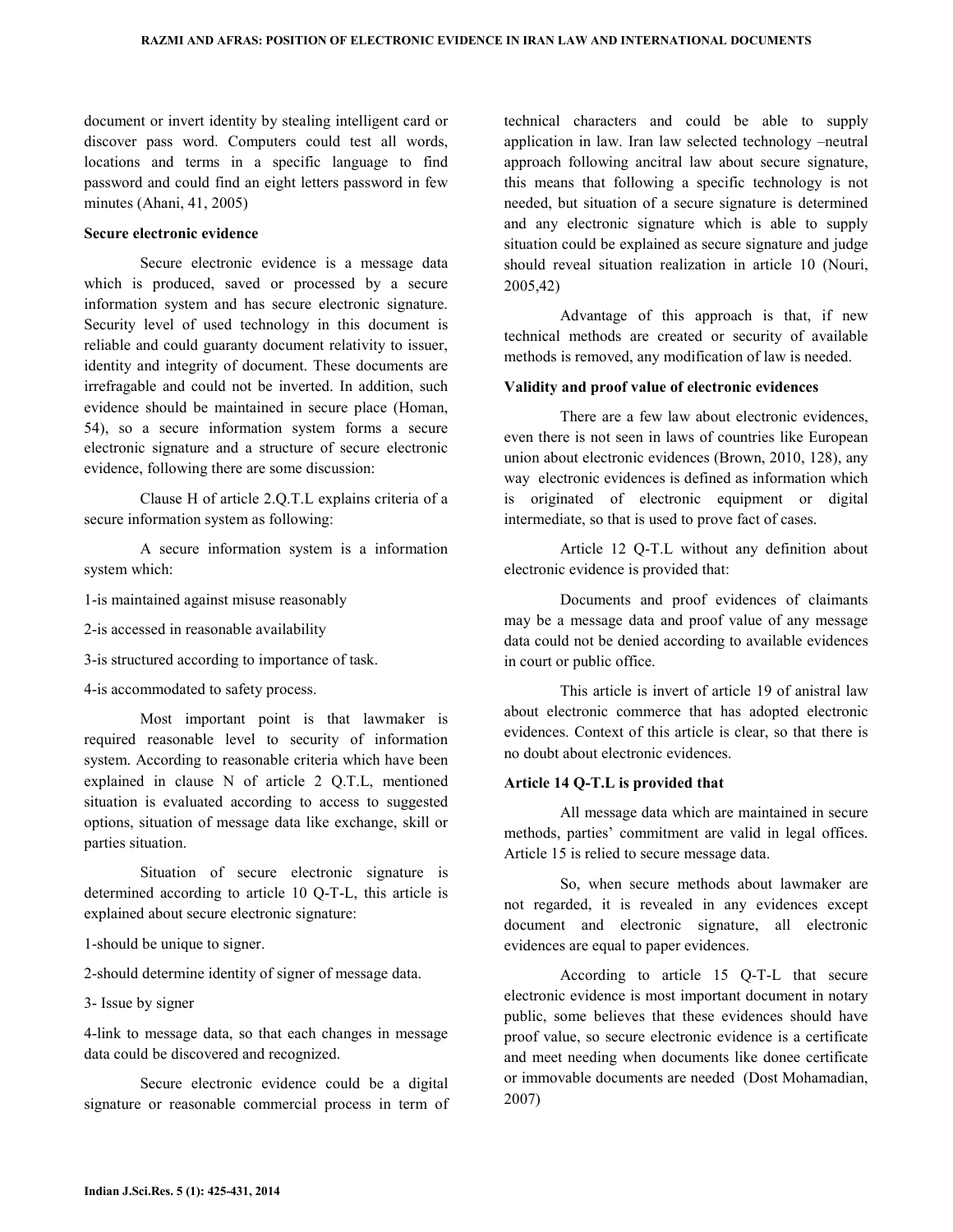document or invert identity by stealing intelligent card or discover pass word. Computers could test all words, locations and terms in a specific language to find password and could find an eight letters password in few minutes (Ahani, 41, 2005)

**Secure electronic evidence**

Secure electronic evidence is a message data which is produced, saved or processed by a secure information system and has secure electronic signature. Security level of used technology in this document is reliable and could guaranty document relativity to issuer, identity and integrity of document. These documents are irrefragable and could not be inverted. In addition, such evidence should be maintained in secure place (Homan, 54), so a secure information system forms a secure electronic signature and a structure of secure electronic evidence, following there are some discussion:

Clause H of article 2.Q.T.L explains criteria of a secure information system as following:

A secure information system is a information system which:

1-is maintained against misuse reasonably

2-is accessed in reasonable availability

3-is structured according to importance of task.

4-is accommodated to safety process.

Most important point is that lawmaker is required reasonable level to security of information system. According to reasonable criteria which have been explained in clause N of article 2 Q.T.L, mentioned situation is evaluated according to access to suggested options, situation of message data like exchange, skill or parties situation.

Situation of secure electronic signature is determined according to article 10 Q-T-L, this article is explained about secure electronic signature:

1-should be unique to signer.

2-should determine identity of signer of message data.

3- Issue by signer

4-link to message data, so that each changes in message data could be discovered and recognized.

Secure electronic evidence could be a digital signature or reasonable commercial process in term of technical characters and could be able to supply application in law. Iran law selected technology –neutral approach following ancitral law about secure signature, this means that following a specific technology is not needed, but situation of a secure signature is determined and any electronic signature which is able to supply situation could be explained as secure signature and judge should reveal situation realization in article 10 (Nouri, 2005,42)

Advantage of this approach is that, if new technical methods are created or security of available methods is removed, any modification of law is needed.

**Validity and proof value of electronic evidences**

There are a few law about electronic evidences, even there is not seen in laws of countries like European union about electronic evidences (Brown, 2010, 128), any way electronic evidences is defined as information which is originated of electronic equipment or digital intermediate, so that is used to prove fact of cases.

Article 12 Q-T.L without any definition about electronic evidence is provided that:

Documents and proof evidences of claimants may be a message data and proof value of any message data could not be denied according to available evidences in court or public office.

This article is invert of article 19 of anistral law about electronic commerce that has adopted electronic evidences. Context of this article is clear, so that there is no doubt about electronic evidences.

**Article 14 Q-T.L is provided that**

All message data which are maintained in secure methods, parties' commitment are valid in legal offices. Article 15 is relied to secure message data.

So, when secure methods about lawmaker are not regarded, it is revealed in any evidences except document and electronic signature, all electronic evidences are equal to paper evidences.

According to article 15 Q-T-L that secure electronic evidence is most important document in notary public, some believes that these evidences should have proof value, so secure electronic evidence is a certificate and meet needing when documents like donee certificate or immovable documents are needed (Dost Mohamadian, 2007)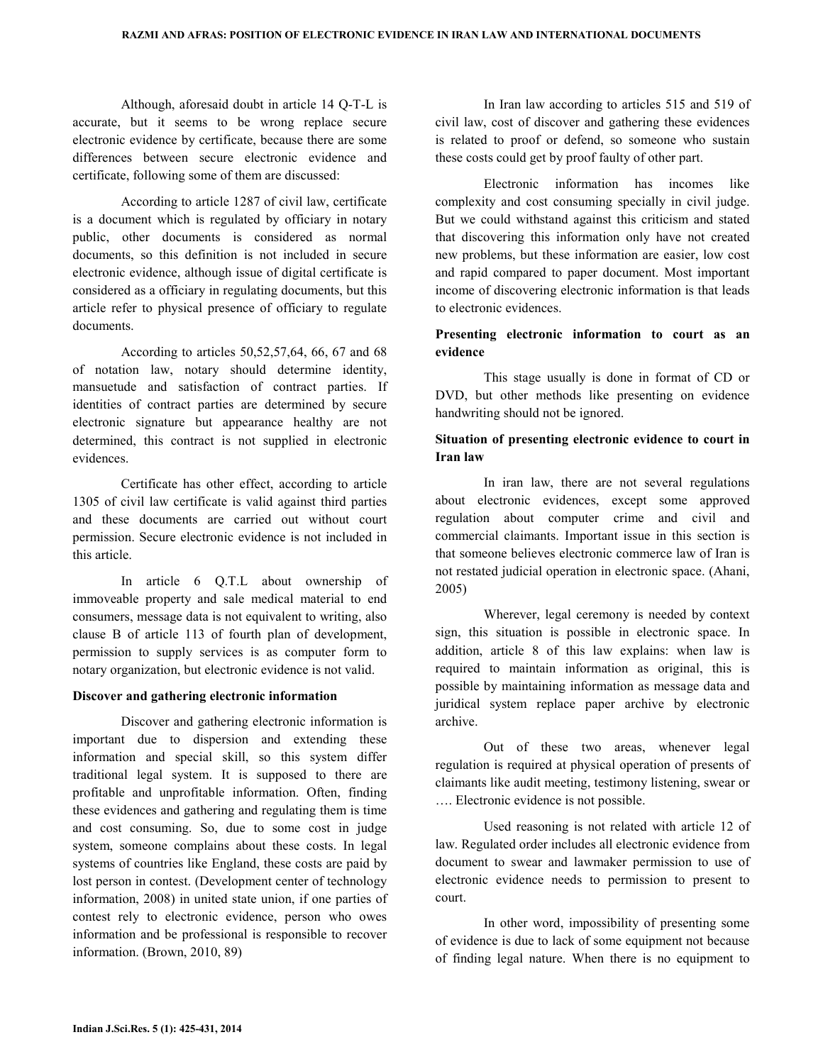Although, aforesaid doubt in article 14 Q-T-L is accurate, but it seems to be wrong replace secure electronic evidence by certificate, because there are some differences between secure electronic evidence and certificate, following some of them are discussed:

According to article 1287 of civil law, certificate is a document which is regulated by officiary in notary public, other documents is considered as normal documents, so this definition is not included in secure electronic evidence, although issue of digital certificate is considered as a officiary in regulating documents, but this article refer to physical presence of officiary to regulate documents.

According to articles 50,52,57,64, 66, 67 and 68 of notation law, notary should determine identity, mansuetude and satisfaction of contract parties. If identities of contract parties are determined by secure electronic signature but appearance healthy are not determined, this contract is not supplied in electronic evidences.

Certificate has other effect, according to article 1305 of civil law certificate is valid against third parties and these documents are carried out without court permission. Secure electronic evidence is not included in this article.

In article 6 Q.T.L about ownership of immoveable property and sale medical material to end consumers, message data is not equivalent to writing, also clause B of article 113 of fourth plan of development, permission to supply services is as computer form to notary organization, but electronic evidence is not valid.

**Discover and gathering electronic information**

Discover and gathering electronic information is important due to dispersion and extending these information and special skill, so this system differ traditional legal system. It is supposed to there are profitable and unprofitable information. Often, finding these evidences and gathering and regulating them is time and cost consuming. So, due to some cost in judge system, someone complains about these costs. In legal systems of countries like England, these costs are paid by lost person in contest. (Development center of technology information, 2008) in united state union, if one parties of contest rely to electronic evidence, person who owes information and be professional is responsible to recover information. (Brown, 2010, 89)

In Iran law according to articles 515 and 519 of civil law, cost of discover and gathering these evidences is related to proof or defend, so someone who sustain these costs could get by proof faulty of other part.

Electronic information has incomes like complexity and cost consuming specially in civil judge. But we could withstand against this criticism and stated that discovering this information only have not created new problems, but these information are easier, low cost and rapid compared to paper document. Most important income of discovering electronic information is that leads to electronic evidences.

**Presenting electronic information to court as an evidence**

This stage usually is done in format of CD or DVD, but other methods like presenting on evidence handwriting should not be ignored.

**Situation of presenting electronic evidence to court in Iran law**

In iran law, there are not several regulations about electronic evidences, except some approved regulation about computer crime and civil and commercial claimants. Important issue in this section is that someone believes electronic commerce law of Iran is not restated judicial operation in electronic space. (Ahani, 2005)

Wherever, legal ceremony is needed by context sign, this situation is possible in electronic space. In addition, article 8 of this law explains: when law is required to maintain information as original, this is possible by maintaining information as message data and juridical system replace paper archive by electronic archive.

Out of these two areas, whenever legal regulation is required at physical operation of presents of claimants like audit meeting, testimony listening, swear or …. Electronic evidence is not possible.

Used reasoning is not related with article 12 of law. Regulated order includes all electronic evidence from document to swear and lawmaker permission to use of electronic evidence needs to permission to present to court.

In other word, impossibility of presenting some of evidence is due to lack of some equipment not because of finding legal nature. When there is no equipment to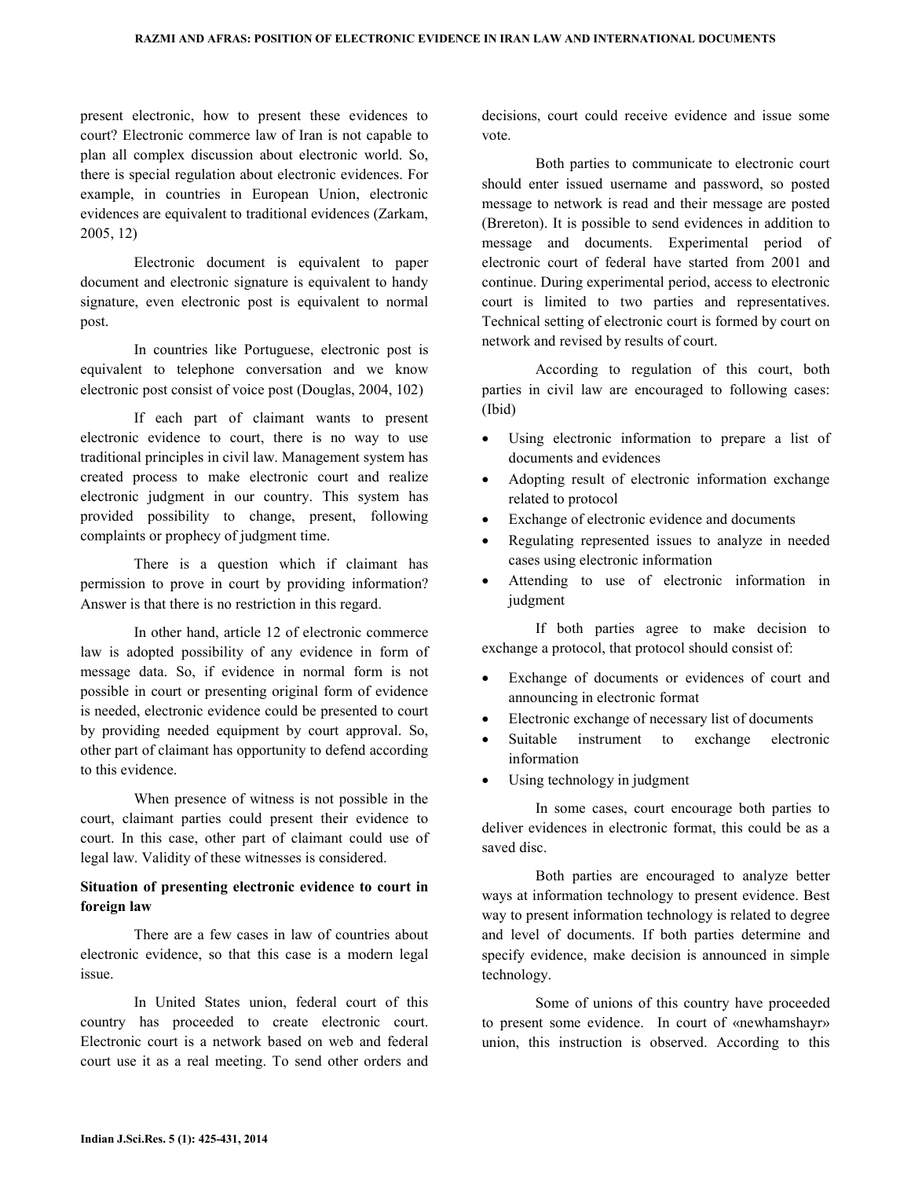present electronic, how to present these evidences to court? Electronic commerce law of Iran is not capable to plan all complex discussion about electronic world. So, there is special regulation about electronic evidences. For example, in countries in European Union, electronic evidences are equivalent to traditional evidences (Zarkam, 2005, 12)

Electronic document is equivalent to paper document and electronic signature is equivalent to handy signature, even electronic post is equivalent to normal post.

In countries like Portuguese, electronic post is equivalent to telephone conversation and we know electronic post consist of voice post (Douglas, 2004, 102)

If each part of claimant wants to present electronic evidence to court, there is no way to use traditional principles in civil law. Management system has created process to make electronic court and realize electronic judgment in our country. This system has provided possibility to change, present, following complaints or prophecy of judgment time.

There is a question which if claimant has permission to prove in court by providing information? Answer is that there is no restriction in this regard.

In other hand, article 12 of electronic commerce law is adopted possibility of any evidence in form of message data. So, if evidence in normal form is not possible in court or presenting original form of evidence is needed, electronic evidence could be presented to court by providing needed equipment by court approval. So, other part of claimant has opportunity to defend according to this evidence.

When presence of witness is not possible in the court, claimant parties could present their evidence to court. In this case, other part of claimant could use of legal law. Validity of these witnesses is considered.

**Situation of presenting electronic evidence to court in foreign law**

There are a few cases in law of countries about electronic evidence, so that this case is a modern legal issue.

In United States union, federal court of this country has proceeded to create electronic court. Electronic court is a network based on web and federal court use it as a real meeting. To send other orders and decisions, court could receive evidence and issue some vote.

Both parties to communicate to electronic court should enter issued username and password, so posted message to network is read and their message are posted (Brereton). It is possible to send evidences in addition to message and documents. Experimental period of electronic court of federal have started from 2001 and continue. During experimental period, access to electronic court is limited to two parties and representatives. Technical setting of electronic court is formed by court on network and revised by results of court.

According to regulation of this court, both parties in civil law are encouraged to following cases: (Ibid)

- Using electronic information to prepare a list of documents and evidences
- Adopting result of electronic information exchange related to protocol
- Exchange of electronic evidence and documents
- Regulating represented issues to analyze in needed cases using electronic information
- Attending to use of electronic information in judgment

If both parties agree to make decision to exchange a protocol, that protocol should consist of:

- Exchange of documents or evidences of court and announcing in electronic format
- Electronic exchange of necessary list of documents
- Suitable instrument to exchange electronic information
- Using technology in judgment

In some cases, court encourage both parties to deliver evidences in electronic format, this could be as a saved disc.

Both parties are encouraged to analyze better ways at information technology to present evidence. Best way to present information technology is related to degree and level of documents. If both parties determine and specify evidence, make decision is announced in simple technology.

Some of unions of this country have proceeded to present some evidence. In court of «newhamshayr» union, this instruction is observed. According to this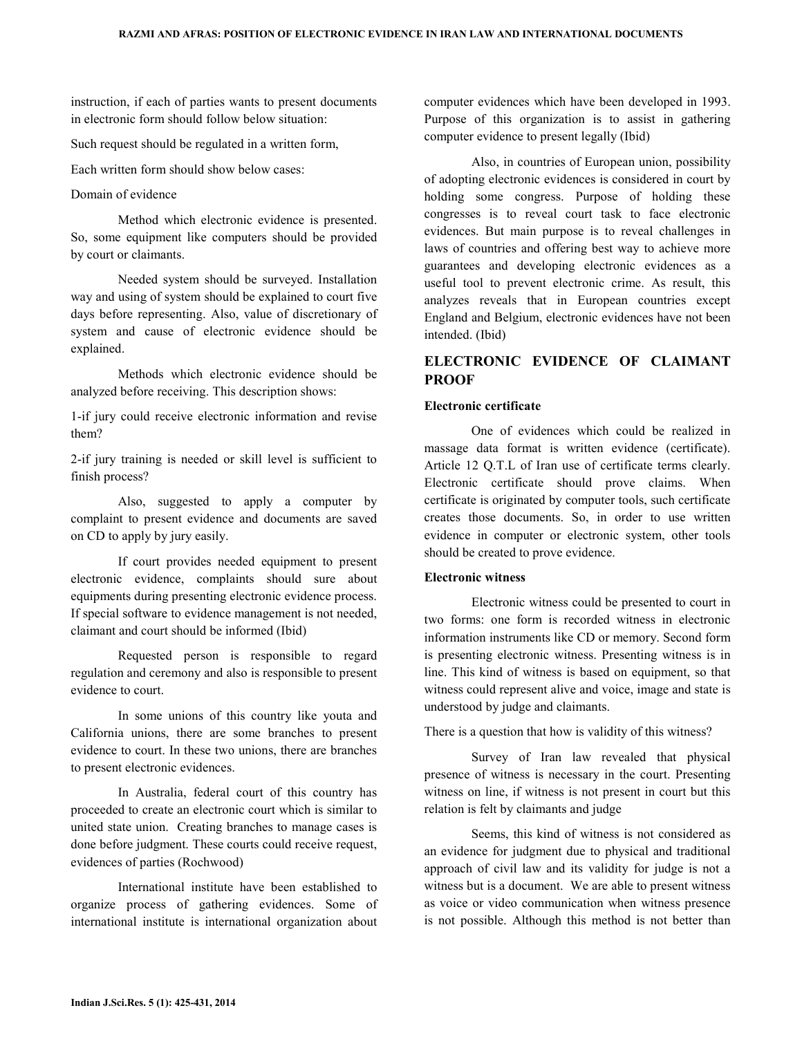instruction, if each of parties wants to present documents in electronic form should follow below situation:

Such request should be regulated in a written form,

Each written form should show below cases:

Domain of evidence

Method which electronic evidence is presented. So, some equipment like computers should be provided by court or claimants.

Needed system should be surveyed. Installation way and using of system should be explained to court five days before representing. Also, value of discretionary of system and cause of electronic evidence should be explained.

Methods which electronic evidence should be analyzed before receiving. This description shows:

1-if jury could receive electronic information and revise them?

2-if jury training is needed or skill level is sufficient to finish process?

Also, suggested to apply a computer by complaint to present evidence and documents are saved on CD to apply by jury easily.

If court provides needed equipment to present electronic evidence, complaints should sure about equipments during presenting electronic evidence process. If special software to evidence management is not needed, claimant and court should be informed (Ibid)

Requested person is responsible to regard regulation and ceremony and also is responsible to present evidence to court.

In some unions of this country like youta and California unions, there are some branches to present evidence to court. In these two unions, there are branches to present electronic evidences.

In Australia, federal court of this country has proceeded to create an electronic court which is similar to united state union. Creating branches to manage cases is done before judgment. These courts could receive request, evidences of parties (Rochwood)

International institute have been established to organize process of gathering evidences. Some of international institute is international organization about computer evidences which have been developed in 1993. Purpose of this organization is to assist in gathering computer evidence to present legally (Ibid)

Also, in countries of European union, possibility of adopting electronic evidences is considered in court by holding some congress. Purpose of holding these congresses is to reveal court task to face electronic evidences. But main purpose is to reveal challenges in laws of countries and offering best way to achieve more guarantees and developing electronic evidences as a useful tool to prevent electronic crime. As result, this analyzes reveals that in European countries except England and Belgium, electronic evidences have not been intended. (Ibid)

## ELECTRONIC EVIDENCE OF CLAIMANT PROOF

### Electronic certificate

One of evidences which could be realized in massage data format is written evidence (certificate). Article 12 Q.T.L of Iran use of certificate terms clearly. Electronic certificate should prove claims. When certificate is originated by computer tools, such certificate creates those documents. So, in order to use written evidence in computer or electronic system, other tools should be created to prove evidence.

### Electronic witness

Electronic witness could be presented to court in two forms: one form is recorded witness in electronic information instruments like CD or memory. Second form is presenting electronic witness. Presenting witness is in line. This kind of witness is based on equipment, so that witness could represent alive and voice, image and state is understood by judge and claimants.

There is a question that how is validity of this witness?

Survey of Iran law revealed that physical presence of witness is necessary in the court. Presenting witness on line, if witness is not present in court but this relation is felt by claimants and judge

Seems, this kind of witness is not considered as an evidence for judgment due to physical and traditional approach of civil law and its validity for judge is not a witness but is a document. We are able to present witness as voice or video communication when witness presence is not possible. Although this method is not better than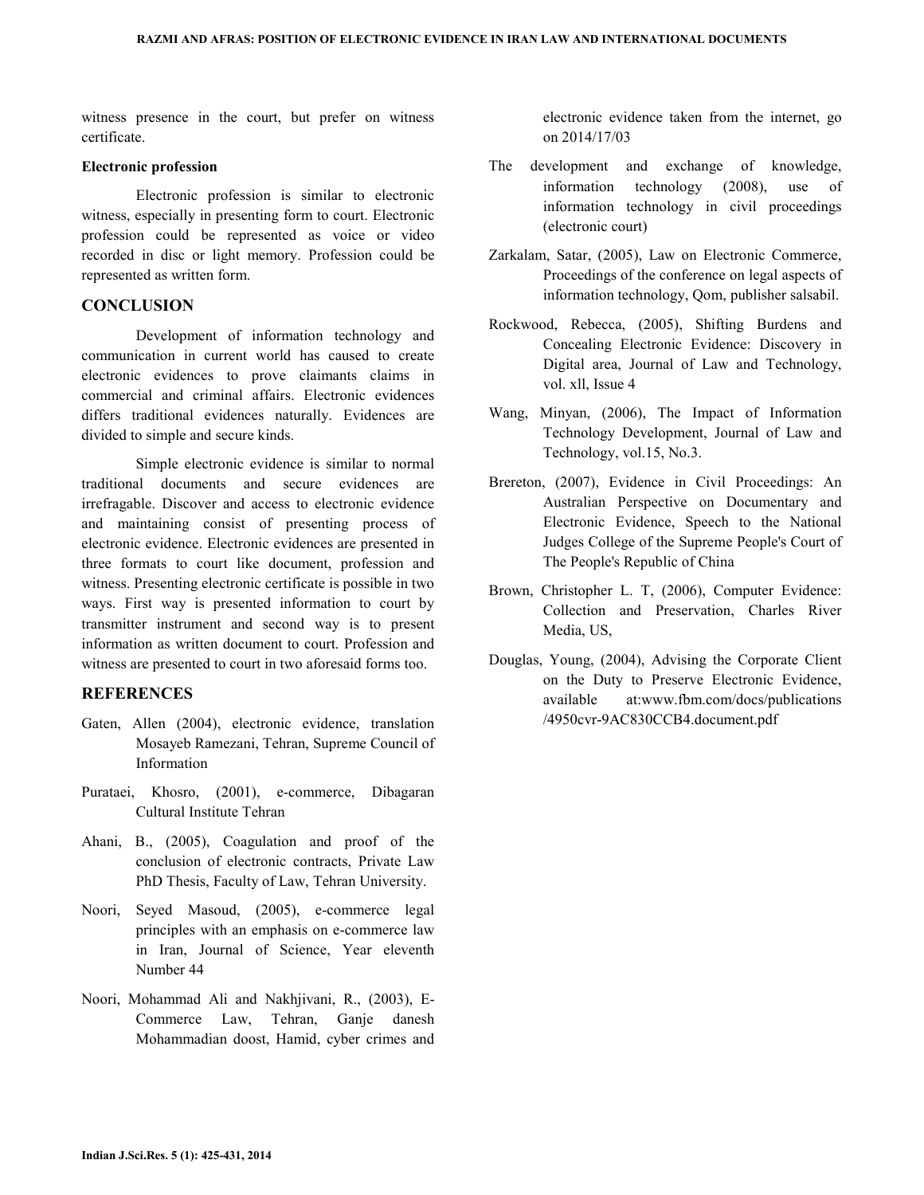witness presence in the court, but prefer on witness certificate.

**Electronic profession**

Electronic profession is similar to electronic witness, especially in presenting form to court. Electronic profession could be represented as voice or video recorded in disc or light memory. Profession could be represented as written form.

## CONCLUSION

Development of information technology and communication in current world has caused to create electronic evidences to prove claimants claims in commercial and criminal affairs. Electronic evidences differs traditional evidences naturally. Evidences are divided to simple and secure kinds.

Simple electronic evidence is similar to normal traditional documents and secure evidences are irrefragable. Discover and access to electronic evidence and maintaining consist of presenting process of electronic evidence. Electronic evidences are presented in three formats to court like document, profession and witness. Presenting electronic certificate is possible in two ways. First way is presented information to court by transmitter instrument and second way is to present information as written document to court. Profession and witness are presented to court in two aforesaid forms too.

## REFERENCES

Gaten, Allen (2004), electronic evidence, translation Mosayeb Ramezani, Tehran, Supreme Council of Information

Purataei, Khosro, (2001), e-commerce, Dibagaran Cultural Institute Tehran

Ahani, B., (2005), Coagulation and proof of the conclusion of electronic contracts, Private Law PhD Thesis, Faculty of Law, Tehran University.

Noori, Seyed Masoud, (2005), e-commerce legal principles with an emphasis on e-commerce law in Iran, Journal of Science, Year eleventh Number 44

Noori, Mohammad Ali and Nakhjivani, R., (2003), E-Commerce Law, Tehran, Ganje danesh Mohammadian doost, Hamid, cyber crimes and electronic evidence taken from the internet, go on 2014/17/03

The development and exchange of knowledge, information technology (2008), use of information technology in civil proceedings (electronic court)

Zarkalam, Satar, (2005), Law on Electronic Commerce, Proceedings of the conference on legal aspects of information technology, Qom, publisher salsabil.

Rockwood, Rebecca, (2005), Shifting Burdens and Concealing Electronic Evidence: Discovery in Digital area, Journal of Law and Technology, vol. xll, Issue 4

Wang, Minyan, (2006), The Impact of Information Technology Development, Journal of Law and Technology, vol.15, No.3.

Brereton, (2007), Evidence in Civil Proceedings: An Australian Perspective on Documentary and Electronic Evidence, Speech to the National Judges College of the Supreme People's Court of The People's Republic of China

Brown, Christopher L. T, (2006), Computer Evidence: Collection and Preservation, Charles River Media, US,

Douglas, Young, (2004), Advising the Corporate Client on the Duty to Preserve Electronic Evidence, available at:www.fbm.com/docs/publications /4950cvr-9AC830CCB4.document.pdf